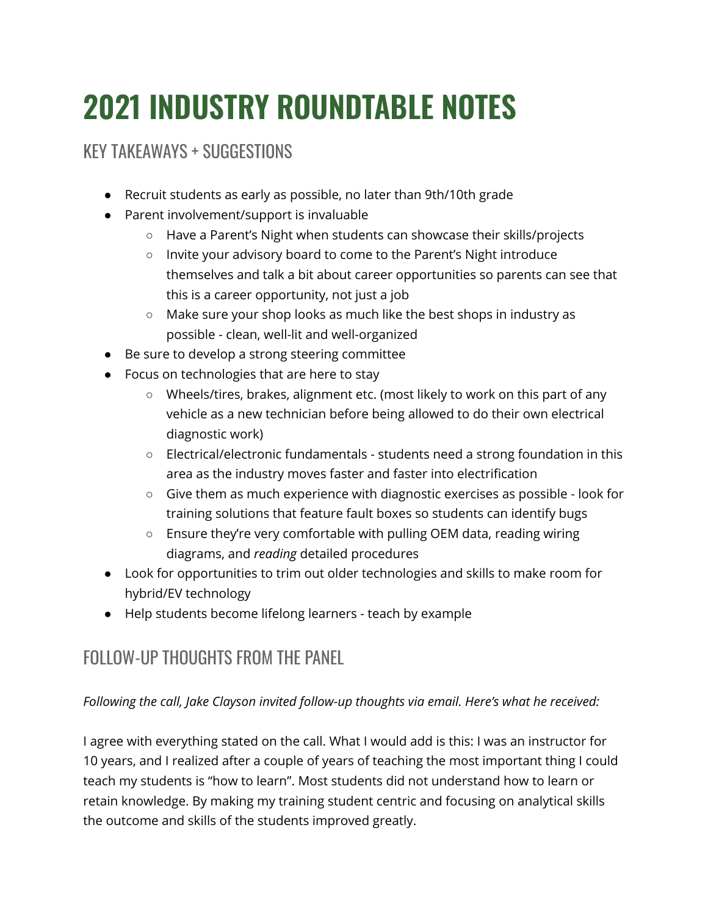# 2021 INDUSTRY ROUNDTABLE NOTES

## KEY TAKEAWAYS + SUGGESTIONS

- Recruit students as early as possible, no later than 9th/10th grade
- Parent involvement/support is invaluable
  - Have a Parent's Night when students can showcase their skills/projects
  - Invite your advisory board to come to the Parent's Night introduce themselves and talk a bit about career opportunities so parents can see that this is a career opportunity, not just a job
  - Make sure your shop looks as much like the best shops in industry as possible - clean, well-lit and well-organized
- Be sure to develop a strong steering committee
- Focus on technologies that are here to stay
  - Wheels/tires, brakes, alignment etc. (most likely to work on this part of any vehicle as a new technician before being allowed to do their own electrical diagnostic work)
  - Electrical/electronic fundamentals - students need a strong foundation in this area as the industry moves faster and faster into electrification
  - Give them as much experience with diagnostic exercises as possible - look for training solutions that feature fault boxes so students can identify bugs
  - Ensure they're very comfortable with pulling OEM data, reading wiring diagrams, and *reading* detailed procedures
- Look for opportunities to trim out older technologies and skills to make room for hybrid/EV technology
- Help students become lifelong learners - teach by example

## FOLLOW-UP THOUGHTS FROM THE PANEL

*Following the call, Jake Clayson invited follow-up thoughts via email. Here's what he received:*

I agree with everything stated on the call. What I would add is this: I was an instructor for 10 years, and I realized after a couple of years of teaching the most important thing I could teach my students is "how to learn". Most students did not understand how to learn or retain knowledge. By making my training student centric and focusing on analytical skills the outcome and skills of the students improved greatly.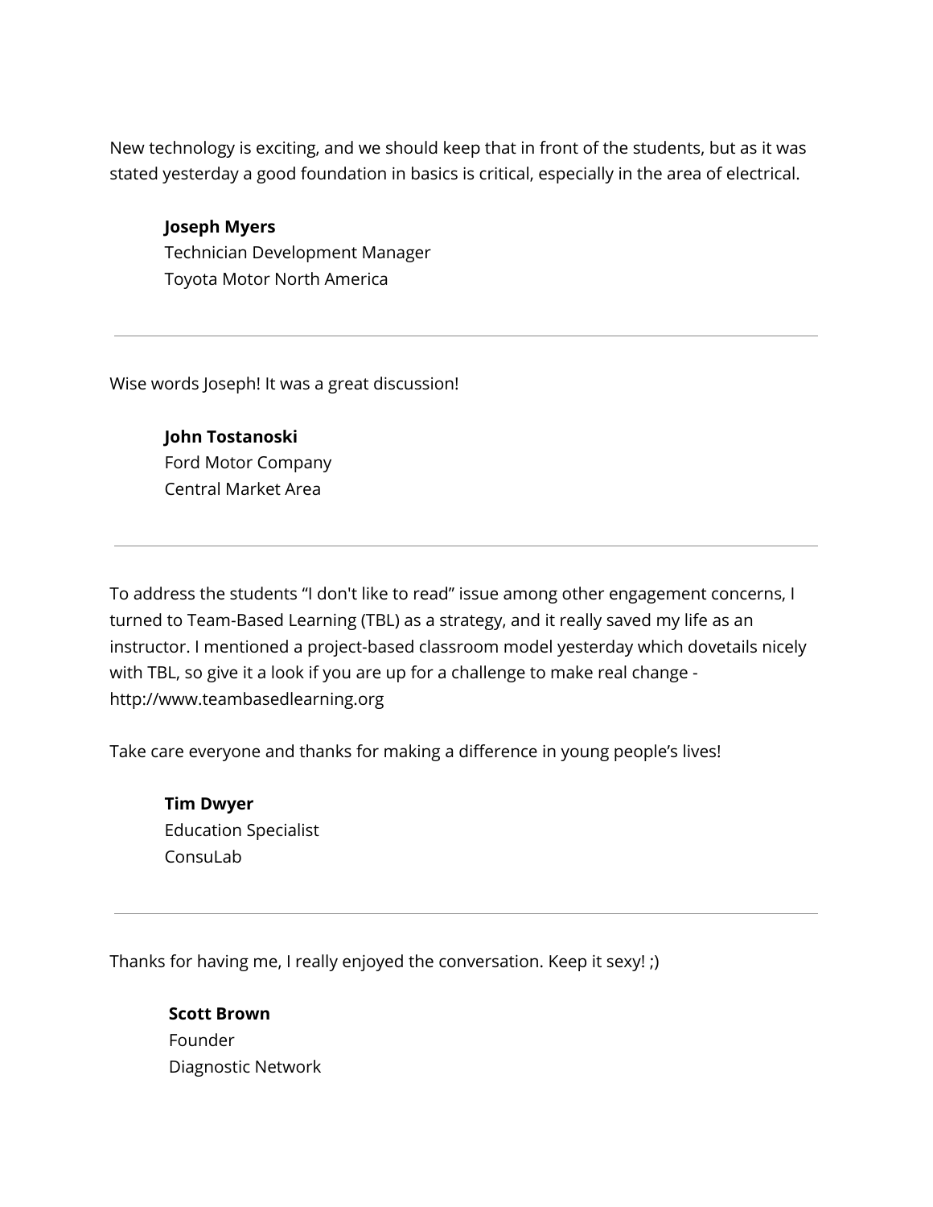New technology is exciting, and we should keep that in front of the students, but as it was stated yesterday a good foundation in basics is critical, especially in the area of electrical.

**Joseph Myers**
Technician Development Manager
Toyota Motor North America

---

Wise words Joseph! It was a great discussion!

**John Tostanoski**
Ford Motor Company
Central Market Area

---

To address the students "I don't like to read" issue among other engagement concerns, I turned to Team-Based Learning (TBL) as a strategy, and it really saved my life as an instructor. I mentioned a project-based classroom model yesterday which dovetails nicely with TBL, so give it a look if you are up for a challenge to make real change - http://www.teambasedlearning.org

Take care everyone and thanks for making a difference in young people's lives!

**Tim Dwyer**
Education Specialist
ConsuLab

---

Thanks for having me, I really enjoyed the conversation. Keep it sexy! ;)

**Scott Brown**
Founder
Diagnostic Network